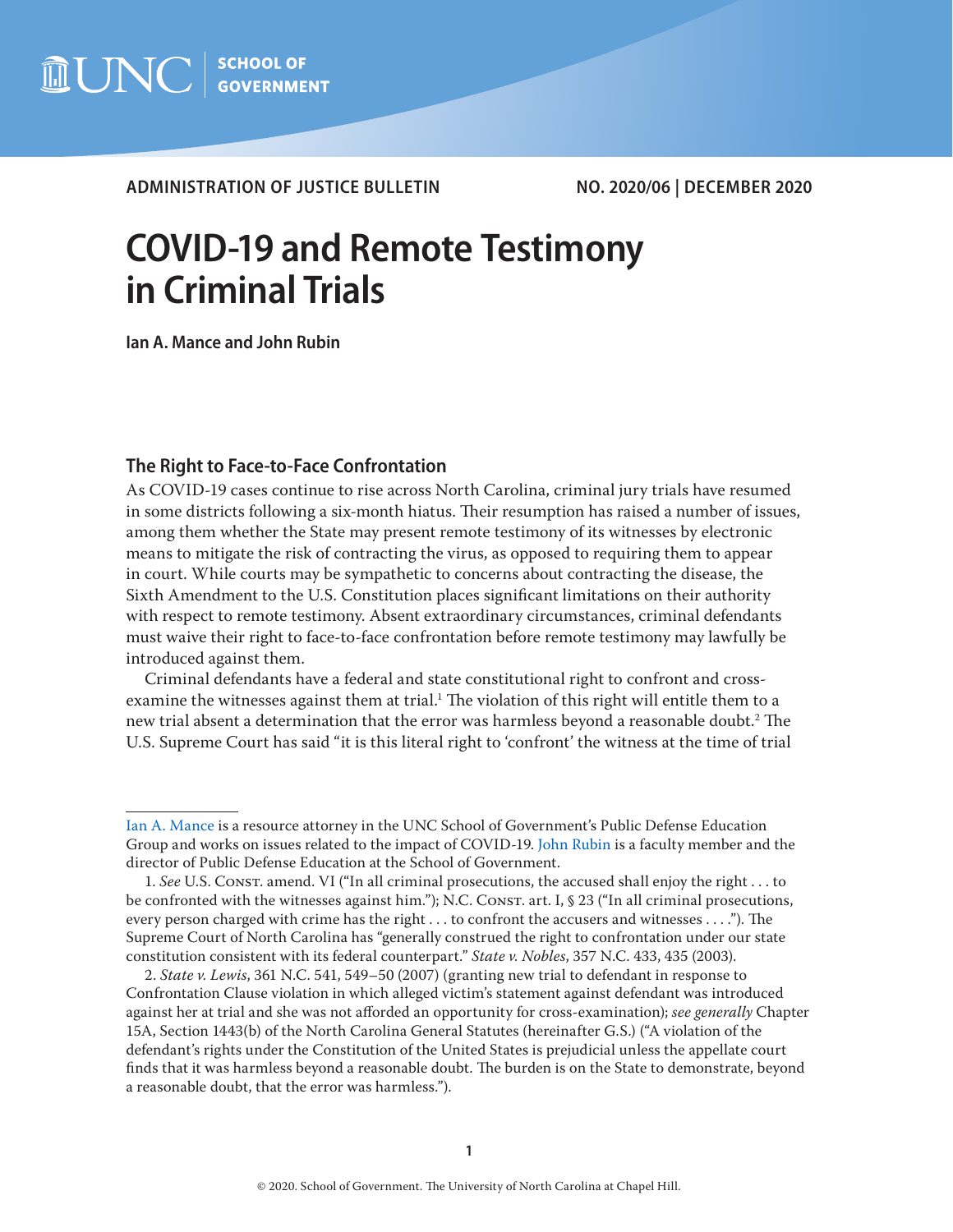ADMINISTRATION OF JUSTICE BULLETIN

NO. 2020/06 | DECEMBER 2020

# COVID-19 and Remote Testimony in Criminal Trials

**Ian A. Mance and John Rubin**

## The Right to Face-to-Face Confrontation

As COVID-19 cases continue to rise across North Carolina, criminal jury trials have resumed in some districts following a six-month hiatus. Their resumption has raised a number of issues, among them whether the State may present remote testimony of its witnesses by electronic means to mitigate the risk of contracting the virus, as opposed to requiring them to appear in court. While courts may be sympathetic to concerns about contracting the disease, the Sixth Amendment to the U.S. Constitution places significant limitations on their authority with respect to remote testimony. Absent extraordinary circumstances, criminal defendants must waive their right to face-to-face confrontation before remote testimony may lawfully be introduced against them.

Criminal defendants have a federal and state constitutional right to confront and cross-examine the witnesses against them at trial.[1] The violation of this right will entitle them to a new trial absent a determination that the error was harmless beyond a reasonable doubt.[2] The U.S. Supreme Court has said "it is this literal right to 'confront' the witness at the time of trial

---

Ian A. Mance is a resource attorney in the UNC School of Government's Public Defense Education Group and works on issues related to the impact of COVID-19. John Rubin is a faculty member and the director of Public Defense Education at the School of Government.

1. *See* U.S. Const. amend. VI ("In all criminal prosecutions, the accused shall enjoy the right . . . to be confronted with the witnesses against him."); N.C. Const. art. I, § 23 ("In all criminal prosecutions, every person charged with crime has the right . . . to confront the accusers and witnesses . . . ."). The Supreme Court of North Carolina has "generally construed the right to confrontation under our state constitution consistent with its federal counterpart." *State v. Nobles*, 357 N.C. 433, 435 (2003).

2. *State v. Lewis*, 361 N.C. 541, 549–50 (2007) (granting new trial to defendant in response to Confrontation Clause violation in which alleged victim's statement against defendant was introduced against her at trial and she was not afforded an opportunity for cross-examination); *see generally* Chapter 15A, Section 1443(b) of the North Carolina General Statutes (hereinafter G.S.) ("A violation of the defendant's rights under the Constitution of the United States is prejudicial unless the appellate court finds that it was harmless beyond a reasonable doubt. The burden is on the State to demonstrate, beyond a reasonable doubt, that the error was harmless.").

© 2020. School of Government. The University of North Carolina at Chapel Hill.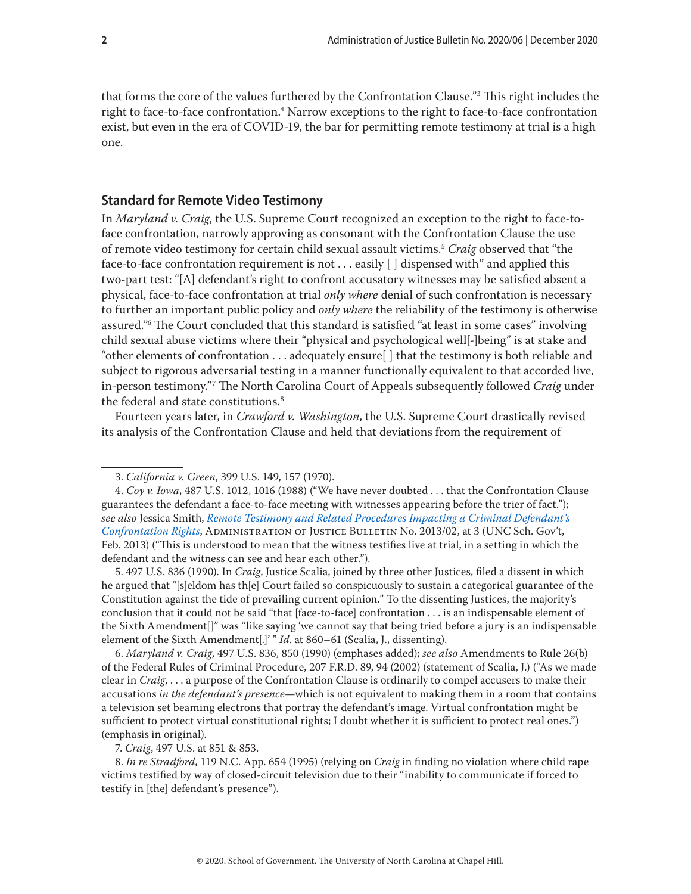that forms the core of the values furthered by the Confrontation Clause."[3] This right includes the right to face-to-face confrontation.[4] Narrow exceptions to the right to face-to-face confrontation exist, but even in the era of COVID-19, the bar for permitting remote testimony at trial is a high one.

## Standard for Remote Video Testimony

In *Maryland v. Craig*, the U.S. Supreme Court recognized an exception to the right to face-to-face confrontation, narrowly approving as consonant with the Confrontation Clause the use of remote video testimony for certain child sexual assault victims.[5] *Craig* observed that "the face-to-face confrontation requirement is not . . . easily [ ] dispensed with" and applied this two-part test: "[A] defendant's right to confront accusatory witnesses may be satisfied absent a physical, face-to-face confrontation at trial *only where* denial of such confrontation is necessary to further an important public policy and *only where* the reliability of the testimony is otherwise assured."[6] The Court concluded that this standard is satisfied "at least in some cases" involving child sexual abuse victims where their "physical and psychological well[-]being" is at stake and "other elements of confrontation . . . adequately ensure[ ] that the testimony is both reliable and subject to rigorous adversarial testing in a manner functionally equivalent to that accorded live, in-person testimony."[7] The North Carolina Court of Appeals subsequently followed *Craig* under the federal and state constitutions.[8]

Fourteen years later, in *Crawford v. Washington*, the U.S. Supreme Court drastically revised its analysis of the Confrontation Clause and held that deviations from the requirement of

---

3. *California v. Green*, 399 U.S. 149, 157 (1970).

4. *Coy v. Iowa*, 487 U.S. 1012, 1016 (1988) ("We have never doubted . . . that the Confrontation Clause guarantees the defendant a face-to-face meeting with witnesses appearing before the trier of fact."); *see also* Jessica Smith, *Remote Testimony and Related Procedures Impacting a Criminal Defendant's Confrontation Rights*, Administration of Justice Bulletin No. 2013/02, at 3 (UNC Sch. Gov't, Feb. 2013) ("This is understood to mean that the witness testifies live at trial, in a setting in which the defendant and the witness can see and hear each other.").

5. 497 U.S. 836 (1990). In *Craig*, Justice Scalia, joined by three other Justices, filed a dissent in which he argued that "[s]eldom has th[e] Court failed so conspicuously to sustain a categorical guarantee of the Constitution against the tide of prevailing current opinion." To the dissenting Justices, the majority's conclusion that it could not be said "that [face-to-face] confrontation . . . is an indispensable element of the Sixth Amendment[]" was "like saying 'we cannot say that being tried before a jury is an indispensable element of the Sixth Amendment[.]' " *Id*. at 860–61 (Scalia, J., dissenting).

6. *Maryland v. Craig*, 497 U.S. 836, 850 (1990) (emphases added); *see also* Amendments to Rule 26(b) of the Federal Rules of Criminal Procedure, 207 F.R.D. 89, 94 (2002) (statement of Scalia, J.) ("As we made clear in *Craig*, . . . a purpose of the Confrontation Clause is ordinarily to compel accusers to make their accusations *in the defendant's presence*—which is not equivalent to making them in a room that contains a television set beaming electrons that portray the defendant's image. Virtual confrontation might be sufficient to protect virtual constitutional rights; I doubt whether it is sufficient to protect real ones.") (emphasis in original).

7. *Craig*, 497 U.S. at 851 & 853.

8. *In re Stradford*, 119 N.C. App. 654 (1995) (relying on *Craig* in finding no violation where child rape victims testified by way of closed-circuit television due to their "inability to communicate if forced to testify in [the] defendant's presence").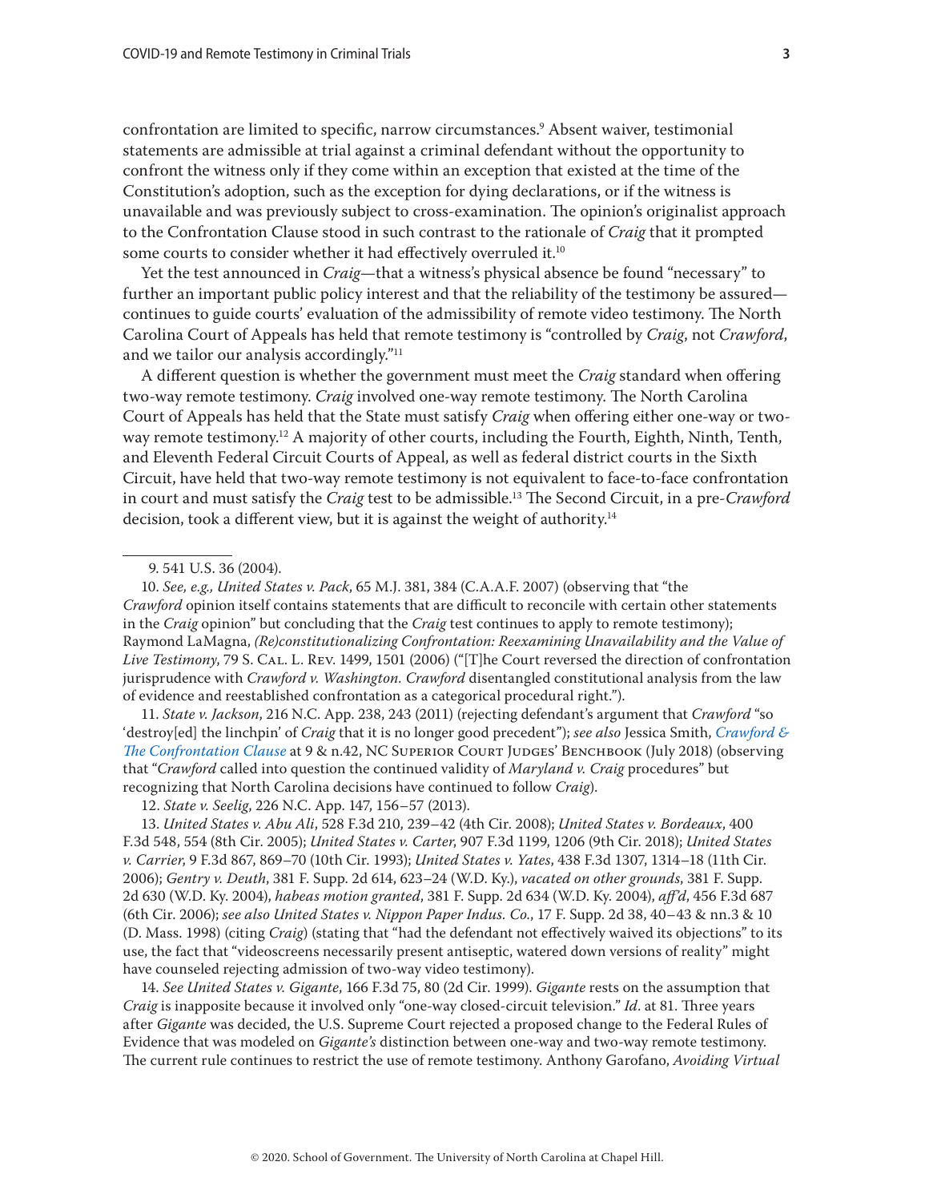confrontation are limited to specific, narrow circumstances.[9] Absent waiver, testimonial statements are admissible at trial against a criminal defendant without the opportunity to confront the witness only if they come within an exception that existed at the time of the Constitution's adoption, such as the exception for dying declarations, or if the witness is unavailable and was previously subject to cross-examination. The opinion's originalist approach to the Confrontation Clause stood in such contrast to the rationale of *Craig* that it prompted some courts to consider whether it had effectively overruled it.[10]

Yet the test announced in *Craig*—that a witness's physical absence be found "necessary" to further an important public policy interest and that the reliability of the testimony be assured—continues to guide courts' evaluation of the admissibility of remote video testimony. The North Carolina Court of Appeals has held that remote testimony is "controlled by *Craig*, not *Crawford*, and we tailor our analysis accordingly."[11]

A different question is whether the government must meet the *Craig* standard when offering two-way remote testimony. *Craig* involved one-way remote testimony. The North Carolina Court of Appeals has held that the State must satisfy *Craig* when offering either one-way or two-way remote testimony.[12] A majority of other courts, including the Fourth, Eighth, Ninth, Tenth, and Eleventh Federal Circuit Courts of Appeal, as well as federal district courts in the Sixth Circuit, have held that two-way remote testimony is not equivalent to face-to-face confrontation in court and must satisfy the *Craig* test to be admissible.[13] The Second Circuit, in a pre-*Crawford* decision, took a different view, but it is against the weight of authority.[14]

---

9. 541 U.S. 36 (2004).

10. *See, e.g., United States v. Pack*, 65 M.J. 381, 384 (C.A.A.F. 2007) (observing that "the *Crawford* opinion itself contains statements that are difficult to reconcile with certain other statements in the *Craig* opinion" but concluding that the *Craig* test continues to apply to remote testimony); Raymond LaMagna, *(Re)constitutionalizing Confrontation: Reexamining Unavailability and the Value of Live Testimony*, 79 S. Cal. L. Rev. 1499, 1501 (2006) ("[T]he Court reversed the direction of confrontation jurisprudence with *Crawford v. Washington*. *Crawford* disentangled constitutional analysis from the law of evidence and reestablished confrontation as a categorical procedural right.").

11. *State v. Jackson*, 216 N.C. App. 238, 243 (2011) (rejecting defendant's argument that *Crawford* "so 'destroy[ed] the linchpin' of *Craig* that it is no longer good precedent"); *see also* Jessica Smith, *Crawford & The Confrontation Clause* at 9 & n.42, NC Superior Court Judges' Benchbook (July 2018) (observing that "*Crawford* called into question the continued validity of *Maryland v. Craig* procedures" but recognizing that North Carolina decisions have continued to follow *Craig*).

12. *State v. Seelig*, 226 N.C. App. 147, 156–57 (2013).

13. *United States v. Abu Ali*, 528 F.3d 210, 239–42 (4th Cir. 2008); *United States v. Bordeaux*, 400 F.3d 548, 554 (8th Cir. 2005); *United States v. Carter*, 907 F.3d 1199, 1206 (9th Cir. 2018); *United States v. Carrier*, 9 F.3d 867, 869–70 (10th Cir. 1993); *United States v. Yates*, 438 F.3d 1307, 1314–18 (11th Cir. 2006); *Gentry v. Deuth*, 381 F. Supp. 2d 614, 623–24 (W.D. Ky.), *vacated on other grounds*, 381 F. Supp. 2d 630 (W.D. Ky. 2004), *habeas motion granted*, 381 F. Supp. 2d 634 (W.D. Ky. 2004), *aff'd*, 456 F.3d 687 (6th Cir. 2006); *see also United States v. Nippon Paper Indus. Co.*, 17 F. Supp. 2d 38, 40–43 & nn.3 & 10 (D. Mass. 1998) (citing *Craig*) (stating that "had the defendant not effectively waived its objections" to its use, the fact that "videoscreens necessarily present antiseptic, watered down versions of reality" might have counseled rejecting admission of two-way video testimony).

14. *See United States v. Gigante*, 166 F.3d 75, 80 (2d Cir. 1999). *Gigante* rests on the assumption that *Craig* is inapposite because it involved only "one-way closed-circuit television." *Id*. at 81. Three years after *Gigante* was decided, the U.S. Supreme Court rejected a proposed change to the Federal Rules of Evidence that was modeled on *Gigante's* distinction between one-way and two-way remote testimony. The current rule continues to restrict the use of remote testimony. Anthony Garofano, *Avoiding Virtual*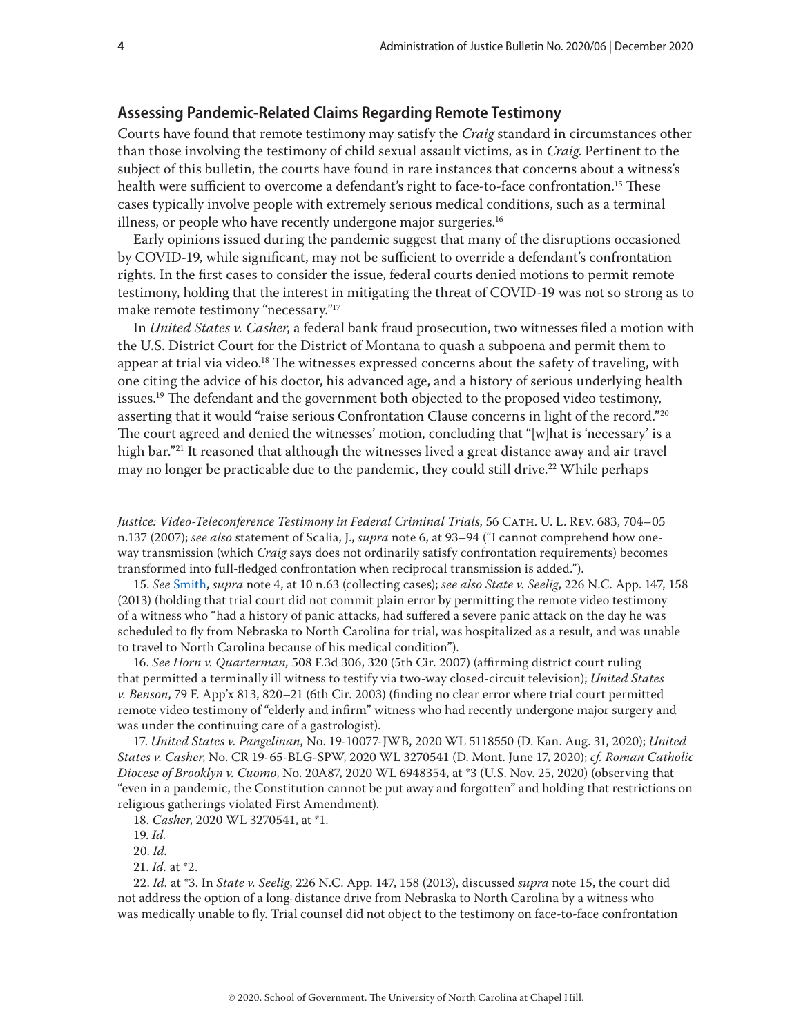## Assessing Pandemic-Related Claims Regarding Remote Testimony

Courts have found that remote testimony may satisfy the *Craig* standard in circumstances other than those involving the testimony of child sexual assault victims, as in *Craig.* Pertinent to the subject of this bulletin, the courts have found in rare instances that concerns about a witness's health were sufficient to overcome a defendant's right to face-to-face confrontation.[15] These cases typically involve people with extremely serious medical conditions, such as a terminal illness, or people who have recently undergone major surgeries.[16]

Early opinions issued during the pandemic suggest that many of the disruptions occasioned by COVID-19, while significant, may not be sufficient to override a defendant's confrontation rights. In the first cases to consider the issue, federal courts denied motions to permit remote testimony, holding that the interest in mitigating the threat of COVID-19 was not so strong as to make remote testimony "necessary."[17]

In *United States v. Casher*, a federal bank fraud prosecution, two witnesses filed a motion with the U.S. District Court for the District of Montana to quash a subpoena and permit them to appear at trial via video.[18] The witnesses expressed concerns about the safety of traveling, with one citing the advice of his doctor, his advanced age, and a history of serious underlying health issues.[19] The defendant and the government both objected to the proposed video testimony, asserting that it would "raise serious Confrontation Clause concerns in light of the record."[20] The court agreed and denied the witnesses' motion, concluding that "[w]hat is 'necessary' is a high bar."[21] It reasoned that although the witnesses lived a great distance away and air travel may no longer be practicable due to the pandemic, they could still drive.[22] While perhaps

---

*Justice: Video-Teleconference Testimony in Federal Criminal Trials*, 56 Cath. U. L. Rev. 683, 704–05 n.137 (2007); *see also* statement of Scalia, J., *supra* note 6, at 93–94 ("I cannot comprehend how one-way transmission (which *Craig* says does not ordinarily satisfy confrontation requirements) becomes transformed into full-fledged confrontation when reciprocal transmission is added.").

15. *See* Smith, *supra* note 4, at 10 n.63 (collecting cases); *see also State v. Seelig*, 226 N.C. App. 147, 158 (2013) (holding that trial court did not commit plain error by permitting the remote video testimony of a witness who "had a history of panic attacks, had suffered a severe panic attack on the day he was scheduled to fly from Nebraska to North Carolina for trial, was hospitalized as a result, and was unable to travel to North Carolina because of his medical condition").

16. *See Horn v. Quarterman*, 508 F.3d 306, 320 (5th Cir. 2007) (affirming district court ruling that permitted a terminally ill witness to testify via two-way closed-circuit television); *United States v. Benson*, 79 F. App'x 813, 820–21 (6th Cir. 2003) (finding no clear error where trial court permitted remote video testimony of "elderly and infirm" witness who had recently undergone major surgery and was under the continuing care of a gastrologist).

17. *United States v. Pangelinan*, No. 19-10077-JWB, 2020 WL 5118550 (D. Kan. Aug. 31, 2020); *United States v. Casher*, No. CR 19-65-BLG-SPW, 2020 WL 3270541 (D. Mont. June 17, 2020); *cf. Roman Catholic Diocese of Brooklyn v. Cuomo*, No. 20A87, 2020 WL 6948354, at *3 (U.S. Nov. 25, 2020) (observing that "even in a pandemic, the Constitution cannot be put away and forgotten" and holding that restrictions on religious gatherings violated First Amendment).

18. *Casher*, 2020 WL 3270541, at *1.

19. *Id.*

20. *Id.*

21. *Id.* at *2.

22. *Id.* at *3. In *State v. Seelig*, 226 N.C. App. 147, 158 (2013), discussed *supra* note 15, the court did not address the option of a long-distance drive from Nebraska to North Carolina by a witness who was medically unable to fly. Trial counsel did not object to the testimony on face-to-face confrontation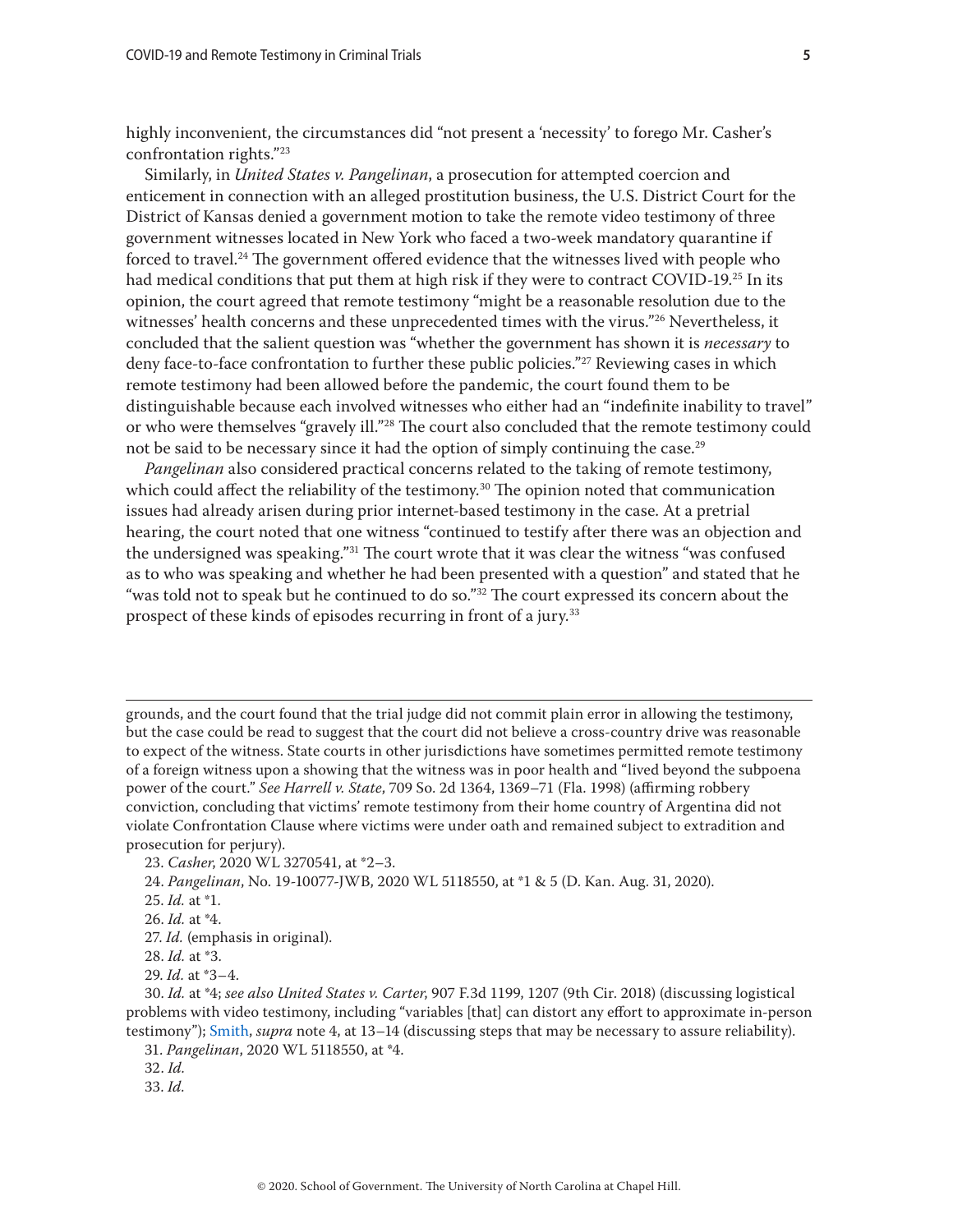highly inconvenient, the circumstances did "not present a 'necessity' to forego Mr. Casher's confrontation rights."[23]

Similarly, in *United States v. Pangelinan*, a prosecution for attempted coercion and enticement in connection with an alleged prostitution business, the U.S. District Court for the District of Kansas denied a government motion to take the remote video testimony of three government witnesses located in New York who faced a two-week mandatory quarantine if forced to travel.[24] The government offered evidence that the witnesses lived with people who had medical conditions that put them at high risk if they were to contract COVID-19.[25] In its opinion, the court agreed that remote testimony "might be a reasonable resolution due to the witnesses' health concerns and these unprecedented times with the virus."[26] Nevertheless, it concluded that the salient question was "whether the government has shown it is *necessary* to deny face-to-face confrontation to further these public policies."[27] Reviewing cases in which remote testimony had been allowed before the pandemic, the court found them to be distinguishable because each involved witnesses who either had an "indefinite inability to travel" or who were themselves "gravely ill."[28] The court also concluded that the remote testimony could not be said to be necessary since it had the option of simply continuing the case.[29]

*Pangelinan* also considered practical concerns related to the taking of remote testimony, which could affect the reliability of the testimony.[30] The opinion noted that communication issues had already arisen during prior internet-based testimony in the case. At a pretrial hearing, the court noted that one witness "continued to testify after there was an objection and the undersigned was speaking."[31] The court wrote that it was clear the witness "was confused as to who was speaking and whether he had been presented with a question" and stated that he "was told not to speak but he continued to do so."[32] The court expressed its concern about the prospect of these kinds of episodes recurring in front of a jury.[33]

---

grounds, and the court found that the trial judge did not commit plain error in allowing the testimony, but the case could be read to suggest that the court did not believe a cross-country drive was reasonable to expect of the witness. State courts in other jurisdictions have sometimes permitted remote testimony of a foreign witness upon a showing that the witness was in poor health and "lived beyond the subpoena power of the court." *See Harrell v. State*, 709 So. 2d 1364, 1369–71 (Fla. 1998) (affirming robbery conviction, concluding that victims' remote testimony from their home country of Argentina did not violate Confrontation Clause where victims were under oath and remained subject to extradition and prosecution for perjury).

23. *Casher*, 2020 WL 3270541, at *2–3.

24. *Pangelinan*, No. 19-10077-JWB, 2020 WL 5118550, at *1 & 5 (D. Kan. Aug. 31, 2020).

25. *Id.* at *1.

26. *Id.* at *4.

27. *Id.* (emphasis in original).

28. *Id.* at *3.

29. *Id.* at *3–4.

30. *Id.* at *4; *see also United States v. Carter*, 907 F.3d 1199, 1207 (9th Cir. 2018) (discussing logistical problems with video testimony, including "variables [that] can distort any effort to approximate in-person testimony"); Smith, *supra* note 4, at 13–14 (discussing steps that may be necessary to assure reliability).

31. *Pangelinan*, 2020 WL 5118550, at *4.

32. *Id.*

33. *Id.*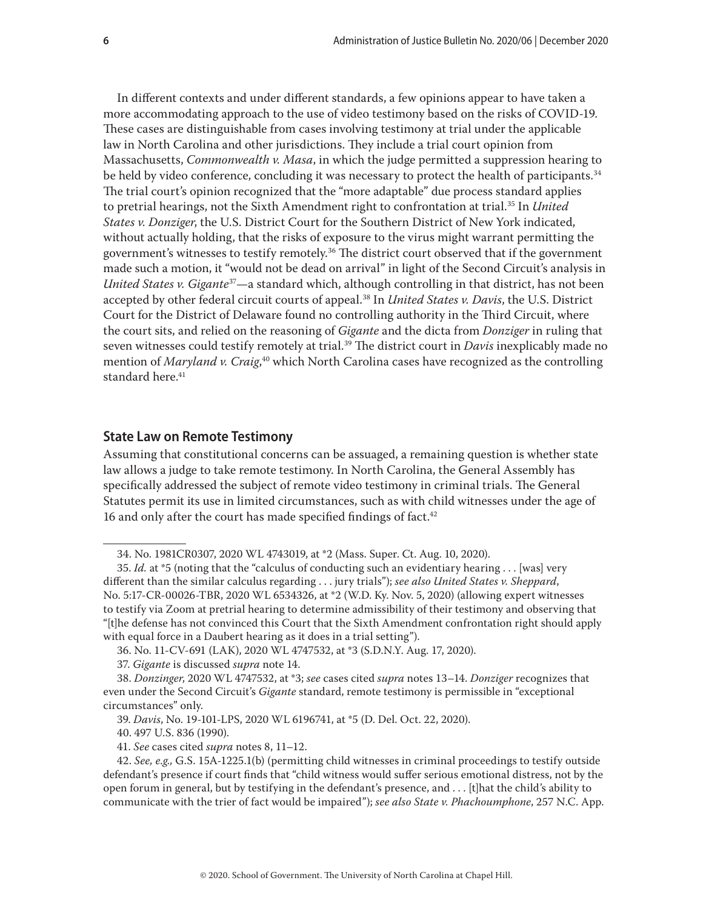In different contexts and under different standards, a few opinions appear to have taken a more accommodating approach to the use of video testimony based on the risks of COVID-19. These cases are distinguishable from cases involving testimony at trial under the applicable law in North Carolina and other jurisdictions. They include a trial court opinion from Massachusetts, *Commonwealth v. Masa*, in which the judge permitted a suppression hearing to be held by video conference, concluding it was necessary to protect the health of participants.[34] The trial court's opinion recognized that the "more adaptable" due process standard applies to pretrial hearings, not the Sixth Amendment right to confrontation at trial.[35] In *United States v. Donziger*, the U.S. District Court for the Southern District of New York indicated, without actually holding, that the risks of exposure to the virus might warrant permitting the government's witnesses to testify remotely.[36] The district court observed that if the government made such a motion, it "would not be dead on arrival" in light of the Second Circuit's analysis in *United States v. Gigante*[37]—a standard which, although controlling in that district, has not been accepted by other federal circuit courts of appeal.[38] In *United States v. Davis*, the U.S. District Court for the District of Delaware found no controlling authority in the Third Circuit, where the court sits, and relied on the reasoning of *Gigante* and the dicta from *Donziger* in ruling that seven witnesses could testify remotely at trial.[39] The district court in *Davis* inexplicably made no mention of *Maryland v. Craig*,[40] which North Carolina cases have recognized as the controlling standard here.[41]

## State Law on Remote Testimony

Assuming that constitutional concerns can be assuaged, a remaining question is whether state law allows a judge to take remote testimony. In North Carolina, the General Assembly has specifically addressed the subject of remote video testimony in criminal trials. The General Statutes permit its use in limited circumstances, such as with child witnesses under the age of 16 and only after the court has made specified findings of fact.[42]

---

34. No. 1981CR0307, 2020 WL 4743019, at *2 (Mass. Super. Ct. Aug. 10, 2020).

35. *Id.* at *5 (noting that the "calculus of conducting such an evidentiary hearing . . . [was] very different than the similar calculus regarding . . . jury trials"); *see also United States v. Sheppard*, No. 5:17-CR-00026-TBR, 2020 WL 6534326, at *2 (W.D. Ky. Nov. 5, 2020) (allowing expert witnesses to testify via Zoom at pretrial hearing to determine admissibility of their testimony and observing that "[t]he defense has not convinced this Court that the Sixth Amendment confrontation right should apply with equal force in a Daubert hearing as it does in a trial setting").

36. No. 11-CV-691 (LAK), 2020 WL 4747532, at *3 (S.D.N.Y. Aug. 17, 2020).

37. *Gigante* is discussed *supra* note 14.

38. *Donzinger*, 2020 WL 4747532, at *3; *see* cases cited *supra* notes 13–14. *Donziger* recognizes that even under the Second Circuit's *Gigante* standard, remote testimony is permissible in "exceptional circumstances" only.

39. *Davis*, No. 19-101-LPS, 2020 WL 6196741, at *5 (D. Del. Oct. 22, 2020).

40. 497 U.S. 836 (1990).

41. *See* cases cited *supra* notes 8, 11–12.

42. *See, e.g.,* G.S. 15A-1225.1(b) (permitting child witnesses in criminal proceedings to testify outside defendant's presence if court finds that "child witness would suffer serious emotional distress, not by the open forum in general, but by testifying in the defendant's presence, and . . . [t]hat the child's ability to communicate with the trier of fact would be impaired"); *see also State v. Phachoumphone*, 257 N.C. App.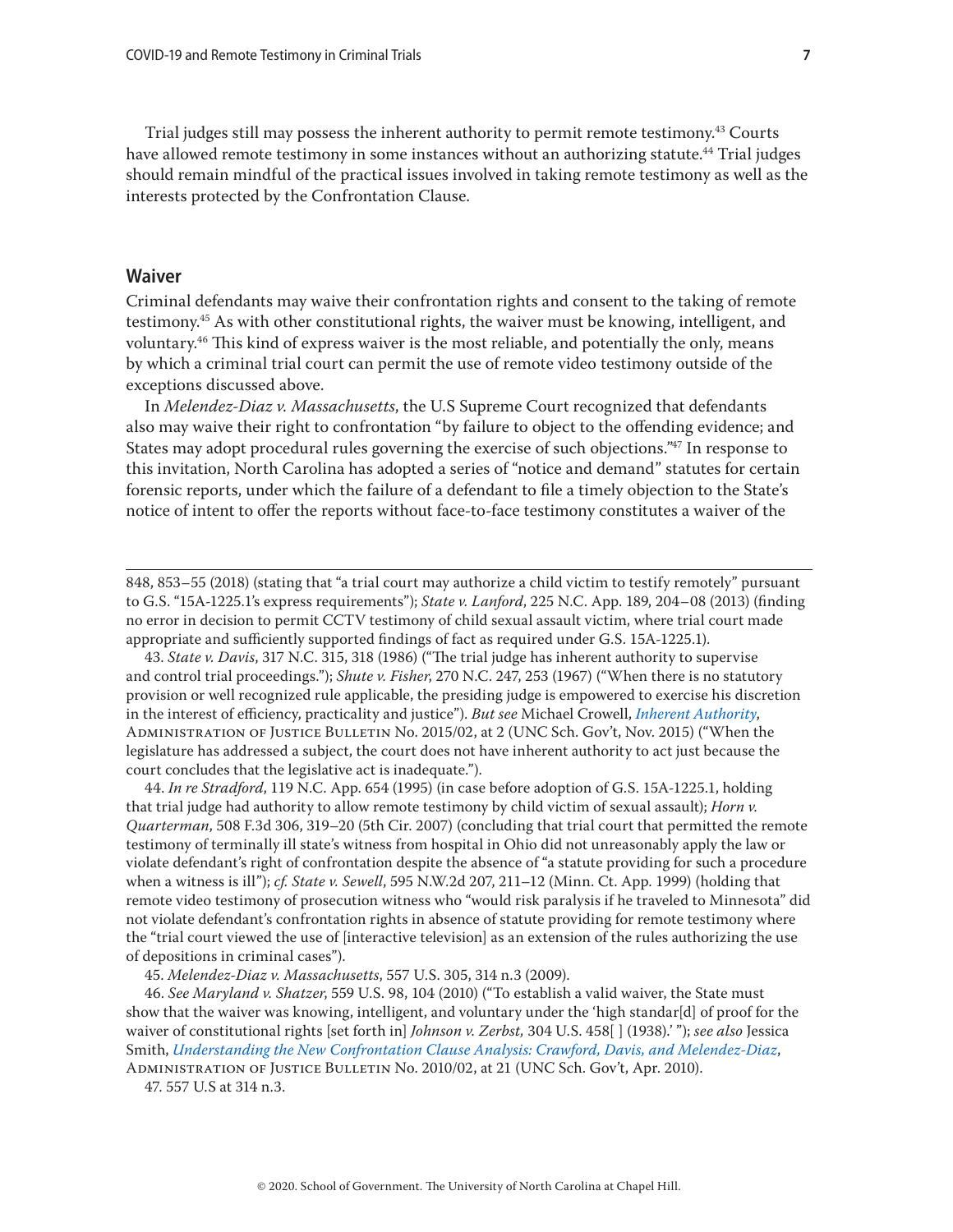Trial judges still may possess the inherent authority to permit remote testimony.[43] Courts have allowed remote testimony in some instances without an authorizing statute.[44] Trial judges should remain mindful of the practical issues involved in taking remote testimony as well as the interests protected by the Confrontation Clause.

## Waiver

Criminal defendants may waive their confrontation rights and consent to the taking of remote testimony.[45] As with other constitutional rights, the waiver must be knowing, intelligent, and voluntary.[46] This kind of express waiver is the most reliable, and potentially the only, means by which a criminal trial court can permit the use of remote video testimony outside of the exceptions discussed above.

In *Melendez-Diaz v. Massachusetts*, the U.S Supreme Court recognized that defendants also may waive their right to confrontation "by failure to object to the offending evidence; and States may adopt procedural rules governing the exercise of such objections."[47] In response to this invitation, North Carolina has adopted a series of "notice and demand" statutes for certain forensic reports, under which the failure of a defendant to file a timely objection to the State's notice of intent to offer the reports without face-to-face testimony constitutes a waiver of the

---

848, 853–55 (2018) (stating that "a trial court may authorize a child victim to testify remotely" pursuant to G.S. "15A-1225.1's express requirements"); *State v. Lanford*, 225 N.C. App. 189, 204–08 (2013) (finding no error in decision to permit CCTV testimony of child sexual assault victim, where trial court made appropriate and sufficiently supported findings of fact as required under G.S. 15A-1225.1).

43. *State v. Davis*, 317 N.C. 315, 318 (1986) ("The trial judge has inherent authority to supervise and control trial proceedings."); *Shute v. Fisher*, 270 N.C. 247, 253 (1967) ("When there is no statutory provision or well recognized rule applicable, the presiding judge is empowered to exercise his discretion in the interest of efficiency, practicality and justice"). *But see* Michael Crowell, *Inherent Authority*, Administration of Justice Bulletin No. 2015/02, at 2 (UNC Sch. Gov't, Nov. 2015) ("When the legislature has addressed a subject, the court does not have inherent authority to act just because the court concludes that the legislative act is inadequate.").

44. *In re Stradford*, 119 N.C. App. 654 (1995) (in case before adoption of G.S. 15A-1225.1, holding that trial judge had authority to allow remote testimony by child victim of sexual assault); *Horn v. Quarterman*, 508 F.3d 306, 319–20 (5th Cir. 2007) (concluding that trial court that permitted the remote testimony of terminally ill state's witness from hospital in Ohio did not unreasonably apply the law or violate defendant's right of confrontation despite the absence of "a statute providing for such a procedure when a witness is ill"); *cf. State v. Sewell*, 595 N.W.2d 207, 211–12 (Minn. Ct. App. 1999) (holding that remote video testimony of prosecution witness who "would risk paralysis if he traveled to Minnesota" did not violate defendant's confrontation rights in absence of statute providing for remote testimony where the "trial court viewed the use of [interactive television] as an extension of the rules authorizing the use of depositions in criminal cases").

45. *Melendez-Diaz v. Massachusetts*, 557 U.S. 305, 314 n.3 (2009).

46. *See Maryland v. Shatzer*, 559 U.S. 98, 104 (2010) ("To establish a valid waiver, the State must show that the waiver was knowing, intelligent, and voluntary under the 'high standar[d] of proof for the waiver of constitutional rights [set forth in] *Johnson v. Zerbst,* 304 U.S. 458[ ] (1938).' "); *see also* Jessica Smith, *Understanding the New Confrontation Clause Analysis: Crawford, Davis, and Melendez-Diaz*, Administration of Justice Bulletin No. 2010/02, at 21 (UNC Sch. Gov't, Apr. 2010).

47. 557 U.S at 314 n.3.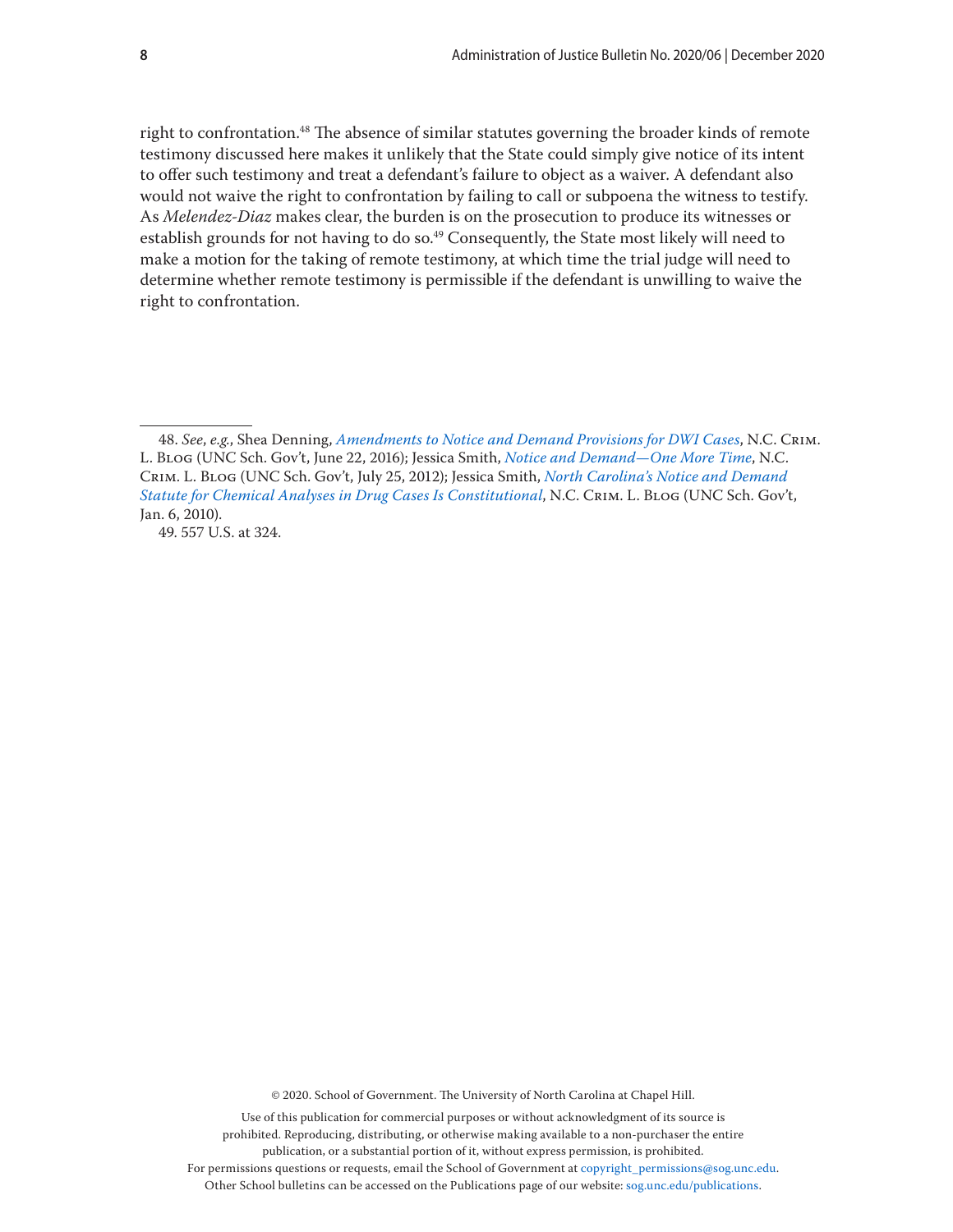right to confrontation.[48] The absence of similar statutes governing the broader kinds of remote testimony discussed here makes it unlikely that the State could simply give notice of its intent to offer such testimony and treat a defendant's failure to object as a waiver. A defendant also would not waive the right to confrontation by failing to call or subpoena the witness to testify. As *Melendez-Diaz* makes clear, the burden is on the prosecution to produce its witnesses or establish grounds for not having to do so.[49] Consequently, the State most likely will need to make a motion for the taking of remote testimony, at which time the trial judge will need to determine whether remote testimony is permissible if the defendant is unwilling to waive the right to confrontation.

---

48. *See*, *e.g.*, Shea Denning, *Amendments to Notice and Demand Provisions for DWI Cases*, N.C. Crim. L. Blog (UNC Sch. Gov't, June 22, 2016); Jessica Smith, *Notice and Demand—One More Time*, N.C. Crim. L. Blog (UNC Sch. Gov't, July 25, 2012); Jessica Smith, *North Carolina's Notice and Demand Statute for Chemical Analyses in Drug Cases Is Constitutional*, N.C. Crim. L. Blog (UNC Sch. Gov't, Jan. 6, 2010).

49. 557 U.S. at 324.

© 2020. School of Government. The University of North Carolina at Chapel Hill.

Use of this publication for commercial purposes or without acknowledgment of its source is prohibited. Reproducing, distributing, or otherwise making available to a non-purchaser the entire publication, or a substantial portion of it, without express permission, is prohibited.

For permissions questions or requests, email the School of Government at copyright_permissions@sog.unc.edu.

Other School bulletins can be accessed on the Publications page of our website: sog.unc.edu/publications.